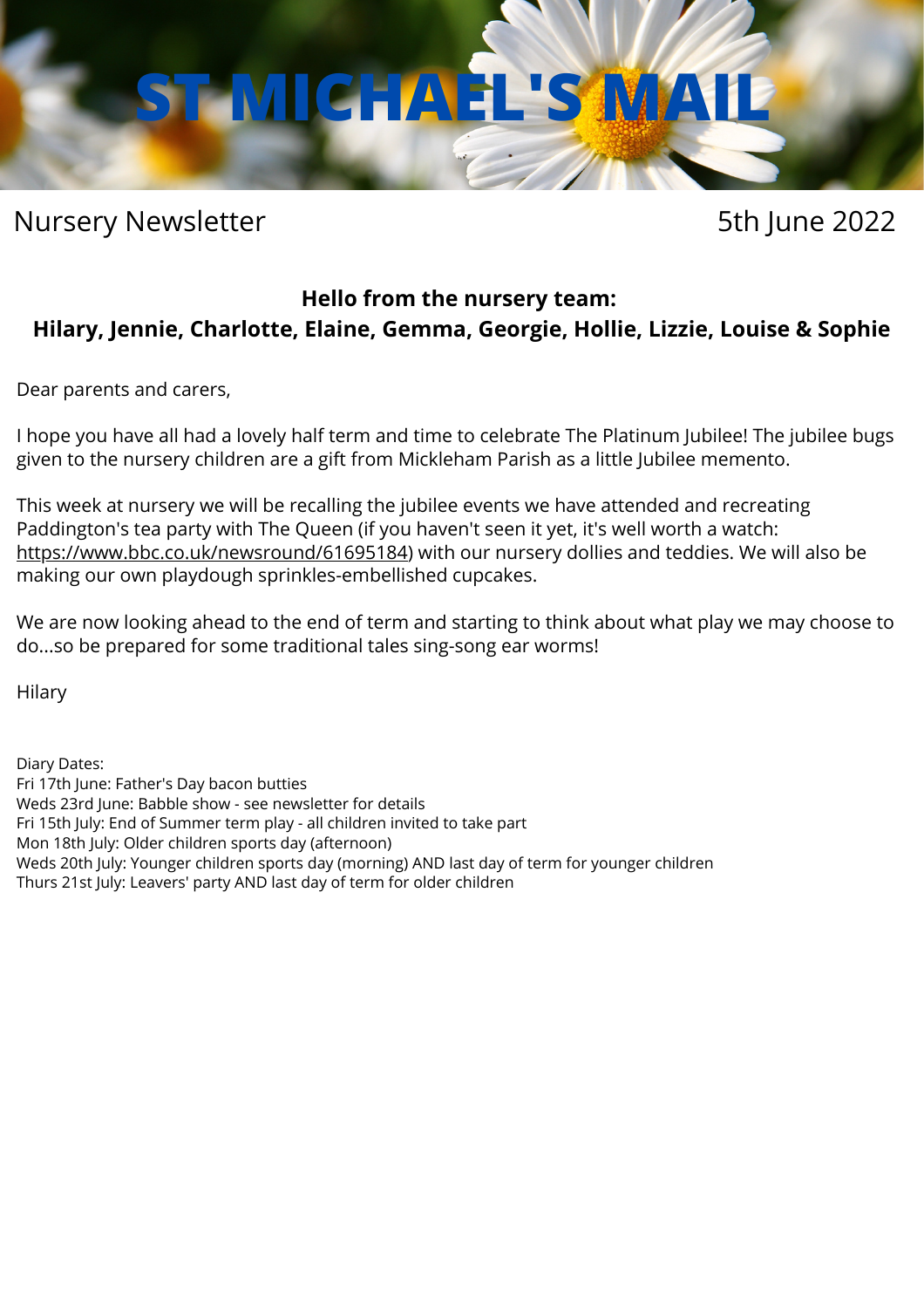# ST MICHAEL'S MAIL

Nursery Newsletter

5th June 2022

**Hello from the nursery team:**
**Hilary, Jennie, Charlotte, Elaine, Gemma, Georgie, Hollie, Lizzie, Louise & Sophie**

Dear parents and carers,

I hope you have all had a lovely half term and time to celebrate The Platinum Jubilee! The jubilee bugs given to the nursery children are a gift from Mickleham Parish as a little Jubilee memento.

This week at nursery we will be recalling the jubilee events we have attended and recreating Paddington's tea party with The Queen (if you haven't seen it yet, it's well worth a watch: https://www.bbc.co.uk/newsround/61695184) with our nursery dollies and teddies. We will also be making our own playdough sprinkles-embellished cupcakes.

We are now looking ahead to the end of term and starting to think about what play we may choose to do...so be prepared for some traditional tales sing-song ear worms!

Hilary

Diary Dates:
Fri 17th June: Father's Day bacon butties
Weds 23rd June: Babble show - see newsletter for details
Fri 15th July: End of Summer term play - all children invited to take part
Mon 18th July: Older children sports day (afternoon)
Weds 20th July: Younger children sports day (morning) AND last day of term for younger children
Thurs 21st July: Leavers' party AND last day of term for older children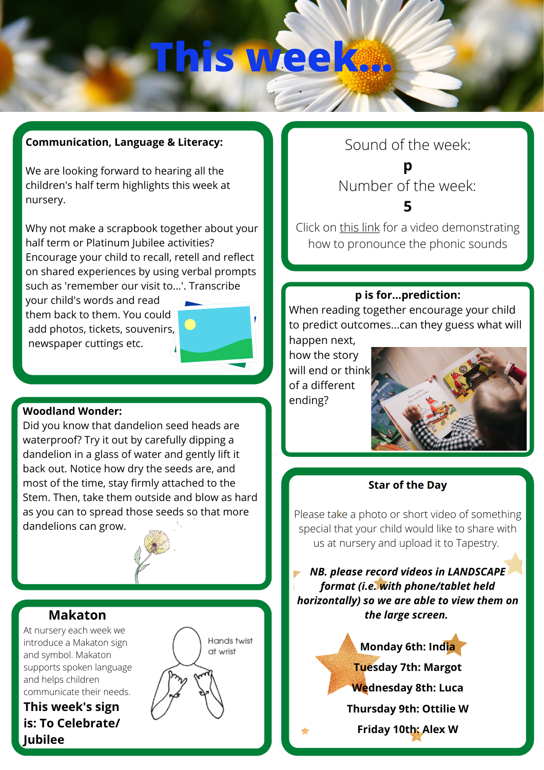# This week...

**Communication, Language & Literacy:**

We are looking forward to hearing all the children's half term highlights this week at nursery.

Why not make a scrapbook together about your half term or Platinum Jubilee activities? Encourage your child to recall, retell and reflect on shared experiences by using verbal prompts such as 'remember our visit to...'. Transcribe your child's words and read them back to them. You could add photos, tickets, souvenirs, newspaper cuttings etc.

**Woodland Wonder:**

Did you know that dandelion seed heads are waterproof? Try it out by carefully dipping a dandelion in a glass of water and gently lift it back out. Notice how dry the seeds are, and most of the time, stay firmly attached to the Stem. Then, take them outside and blow as hard as you can to spread those seeds so that more dandelions can grow.

## Makaton

At nursery each week we introduce a Makaton sign and symbol. Makaton supports spoken language and helps children communicate their needs.

**This week's sign is: To Celebrate/ Jubilee**

Hands twist at wrist

Sound of the week:

**p**

Number of the week:

**5**

Click on this link for a video demonstrating how to pronounce the phonic sounds

**p is for...prediction:**

When reading together encourage your child to predict outcomes...can they guess what will happen next, how the story will end or think of a different ending?

**Star of the Day**

Please take a photo or short video of something special that your child would like to share with us at nursery and upload it to Tapestry.

***NB. please record videos in LANDSCAPE format (i.e. with phone/tablet held horizontally) so we are able to view them on the large screen.***

**Monday 6th: India**

**Tuesday 7th: Margot**

**Wednesday 8th: Luca**

**Thursday 9th: Ottilie W**

**Friday 10th: Alex W**